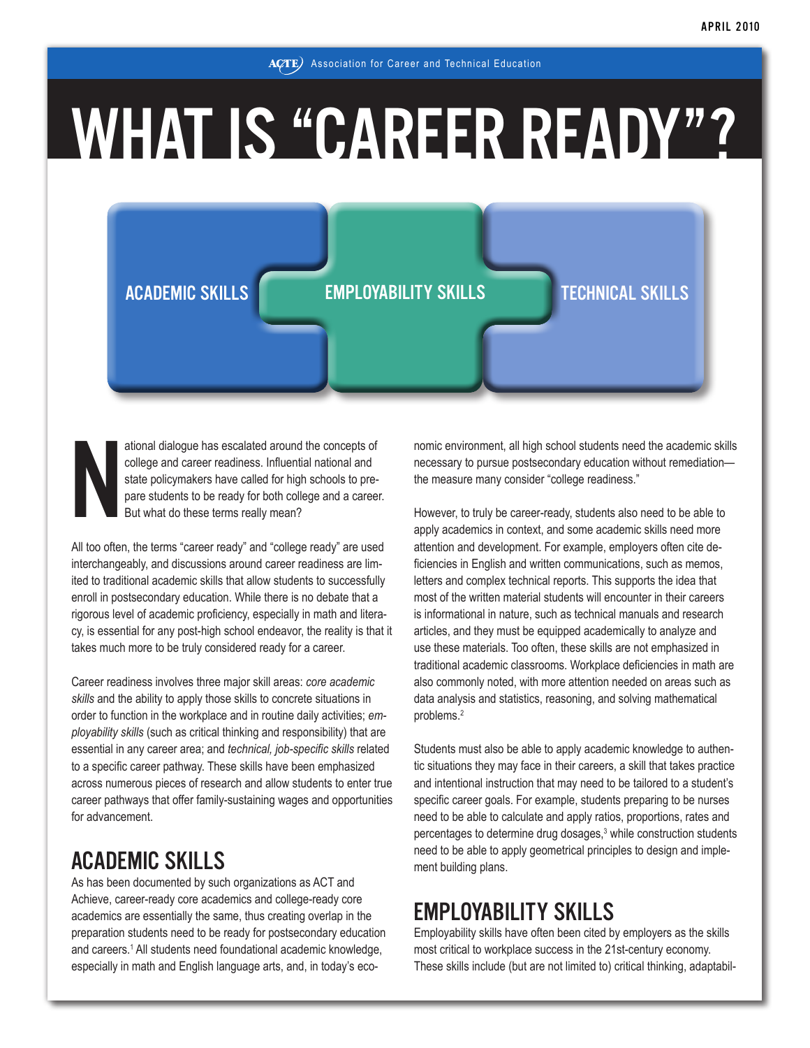ACTE Association for Career and Technical Education

# WHAT IS "CAREER READY"?

ACADEMIC SKILLS | EMPLOYABILITY SKILLS | TECHNICAL SKILLS

National dialogue has escalated around the concepts of college and career readiness. Influential national and state policymakers have called for high schools to prepare students to be ready for both college and a career. But what do these terms really mean?

All too often, the terms "career ready" and "college ready" are used interchangeably, and discussions around career readiness are limited to traditional academic skills that allow students to successfully enroll in postsecondary education. While there is no debate that a rigorous level of academic proficiency, especially in math and literacy, is essential for any post-high school endeavor, the reality is that it takes much more to be truly considered ready for a career.

Career readiness involves three major skill areas: *core academic skills* and the ability to apply those skills to concrete situations in order to function in the workplace and in routine daily activities; *employability skills* (such as critical thinking and responsibility) that are essential in any career area; and *technical, job-specific skills* related to a specific career pathway. These skills have been emphasized across numerous pieces of research and allow students to enter true career pathways that offer family-sustaining wages and opportunities for advancement.

## ACADEMIC SKILLS

As has been documented by such organizations as ACT and Achieve, career-ready core academics and college-ready core academics are essentially the same, thus creating overlap in the preparation students need to be ready for postsecondary education and careers.[1] All students need foundational academic knowledge, especially in math and English language arts, and, in today's economic environment, all high school students need the academic skills necessary to pursue postsecondary education without remediation—the measure many consider "college readiness."

However, to truly be career-ready, students also need to be able to apply academics in context, and some academic skills need more attention and development. For example, employers often cite deficiencies in English and written communications, such as memos, letters and complex technical reports. This supports the idea that most of the written material students will encounter in their careers is informational in nature, such as technical manuals and research articles, and they must be equipped academically to analyze and use these materials. Too often, these skills are not emphasized in traditional academic classrooms. Workplace deficiencies in math are also commonly noted, with more attention needed on areas such as data analysis and statistics, reasoning, and solving mathematical problems.[2]

Students must also be able to apply academic knowledge to authentic situations they may face in their careers, a skill that takes practice and intentional instruction that may need to be tailored to a student's specific career goals. For example, students preparing to be nurses need to be able to calculate and apply ratios, proportions, rates and percentages to determine drug dosages,[3] while construction students need to be able to apply geometrical principles to design and implement building plans.

## EMPLOYABILITY SKILLS

Employability skills have often been cited by employers as the skills most critical to workplace success in the 21st-century economy. These skills include (but are not limited to) critical thinking, adaptabil-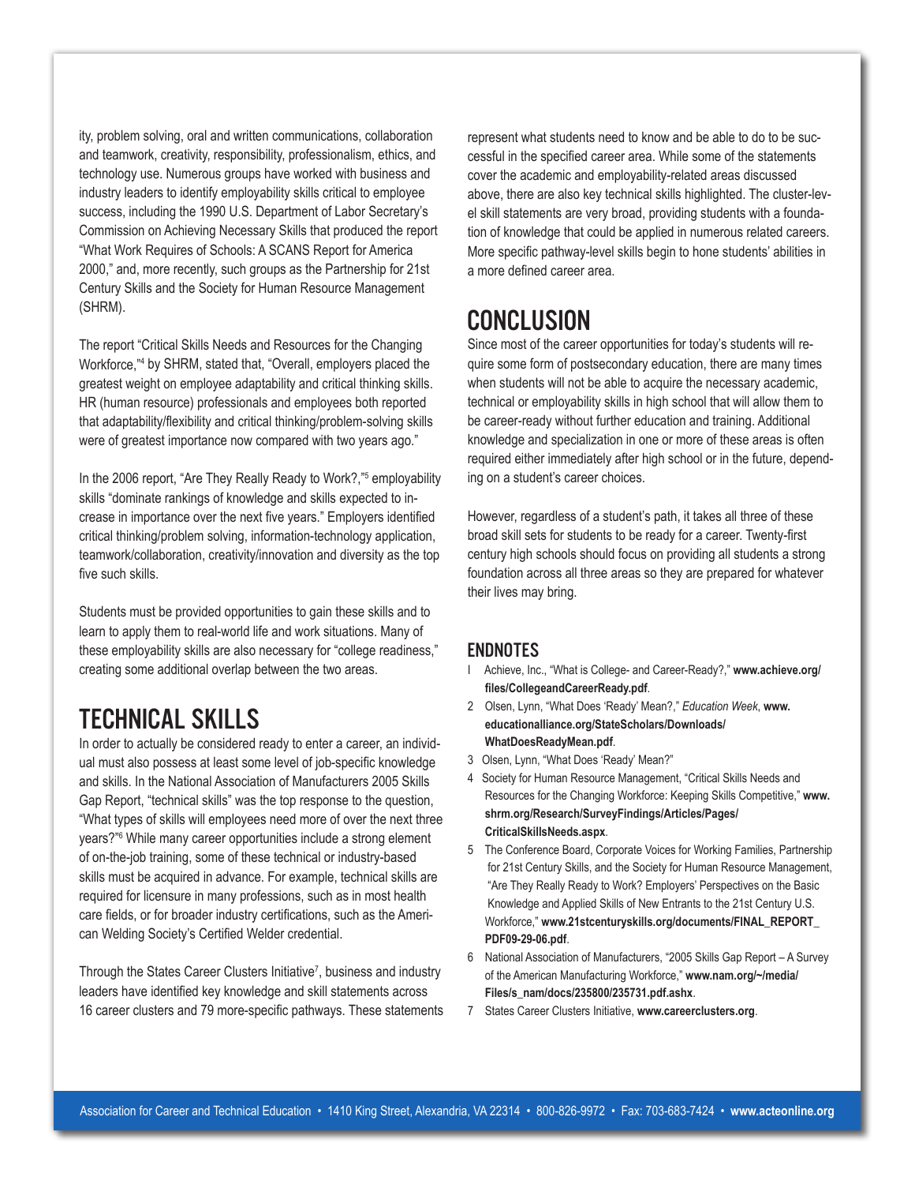ity, problem solving, oral and written communications, collaboration and teamwork, creativity, responsibility, professionalism, ethics, and technology use. Numerous groups have worked with business and industry leaders to identify employability skills critical to employee success, including the 1990 U.S. Department of Labor Secretary's Commission on Achieving Necessary Skills that produced the report "What Work Requires of Schools: A SCANS Report for America 2000," and, more recently, such groups as the Partnership for 21st Century Skills and the Society for Human Resource Management (SHRM).

The report "Critical Skills Needs and Resources for the Changing Workforce,"[4] by SHRM, stated that, "Overall, employers placed the greatest weight on employee adaptability and critical thinking skills. HR (human resource) professionals and employees both reported that adaptability/flexibility and critical thinking/problem-solving skills were of greatest importance now compared with two years ago."

In the 2006 report, "Are They Really Ready to Work?,"[5] employability skills "dominate rankings of knowledge and skills expected to increase in importance over the next five years." Employers identified critical thinking/problem solving, information-technology application, teamwork/collaboration, creativity/innovation and diversity as the top five such skills.

Students must be provided opportunities to gain these skills and to learn to apply them to real-world life and work situations. Many of these employability skills are also necessary for "college readiness," creating some additional overlap between the two areas.

## TECHNICAL SKILLS

In order to actually be considered ready to enter a career, an individual must also possess at least some level of job-specific knowledge and skills. In the National Association of Manufacturers 2005 Skills Gap Report, "technical skills" was the top response to the question, "What types of skills will employees need more of over the next three years?"[6] While many career opportunities include a strong element of on-the-job training, some of these technical or industry-based skills must be acquired in advance. For example, technical skills are required for licensure in many professions, such as in most health care fields, or for broader industry certifications, such as the American Welding Society's Certified Welder credential.

Through the States Career Clusters Initiative[7], business and industry leaders have identified key knowledge and skill statements across 16 career clusters and 79 more-specific pathways. These statements represent what students need to know and be able to do to be successful in the specified career area. While some of the statements cover the academic and employability-related areas discussed above, there are also key technical skills highlighted. The cluster-level skill statements are very broad, providing students with a foundation of knowledge that could be applied in numerous related careers. More specific pathway-level skills begin to hone students' abilities in a more defined career area.

## CONCLUSION

Since most of the career opportunities for today's students will require some form of postsecondary education, there are many times when students will not be able to acquire the necessary academic, technical or employability skills in high school that will allow them to be career-ready without further education and training. Additional knowledge and specialization in one or more of these areas is often required either immediately after high school or in the future, depending on a student's career choices.

However, regardless of a student's path, it takes all three of these broad skill sets for students to be ready for a career. Twenty-first century high schools should focus on providing all students a strong foundation across all three areas so they are prepared for whatever their lives may bring.

### ENDNOTES

1. Achieve, Inc., "What is College- and Career-Ready?," **www.achieve.org/files/CollegeandCareerReady.pdf**.
2. Olsen, Lynn, "What Does 'Ready' Mean?," *Education Week*, **www.educationalliance.org/StateScholars/Downloads/WhatDoesReadyMean.pdf**.
3. Olsen, Lynn, "What Does 'Ready' Mean?"
4. Society for Human Resource Management, "Critical Skills Needs and Resources for the Changing Workforce: Keeping Skills Competitive," **www.shrm.org/Research/SurveyFindings/Articles/Pages/CriticalSkillsNeeds.aspx**.
5. The Conference Board, Corporate Voices for Working Families, Partnership for 21st Century Skills, and the Society for Human Resource Management, "Are They Really Ready to Work? Employers' Perspectives on the Basic Knowledge and Applied Skills of New Entrants to the 21st Century U.S. Workforce," **www.21stcenturyskills.org/documents/FINAL_REPORT_PDF09-29-06.pdf**.
6. National Association of Manufacturers, "2005 Skills Gap Report – A Survey of the American Manufacturing Workforce," **www.nam.org/~/media/Files/s_nam/docs/235800/235731.pdf.ashx**.
7. States Career Clusters Initiative, **www.careerclusters.org**.

Association for Career and Technical Education • 1410 King Street, Alexandria, VA 22314 • 800-826-9972 • Fax: 703-683-7424 • **www.acteonline.org**